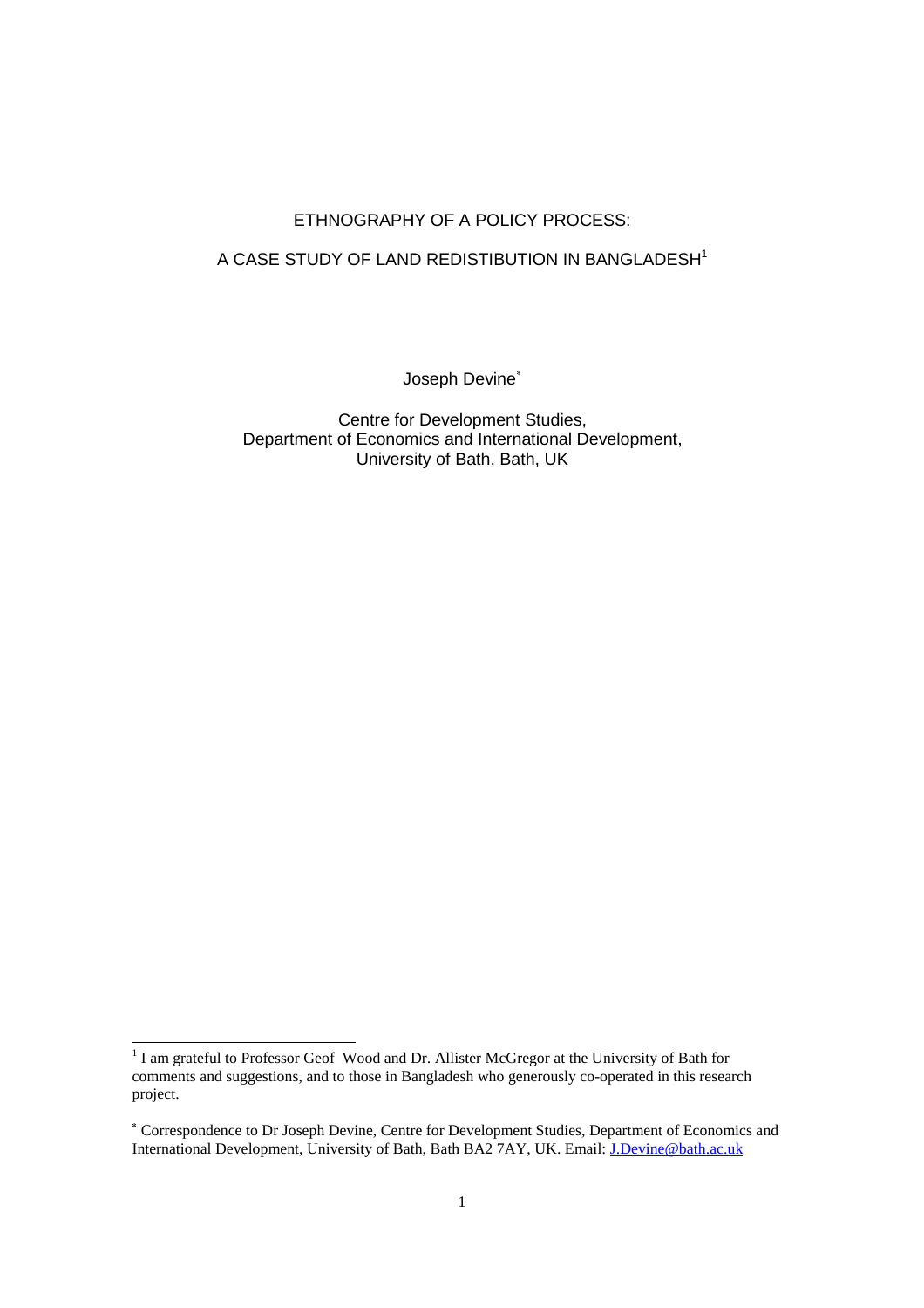# ETHNOGRAPHY OF A POLICY PROCESS:

# A CASE STUDY OF LAND REDISTIBUTION IN BANGLADESH[1]

Joseph Devine[*]

Centre for Development Studies,
Department of Economics and International Development,
University of Bath, Bath, UK

---

[1] I am grateful to Professor Geof Wood and Dr. Allister McGregor at the University of Bath for comments and suggestions, and to those in Bangladesh who generously co-operated in this research project.

[*] Correspondence to Dr Joseph Devine, Centre for Development Studies, Department of Economics and International Development, University of Bath, Bath BA2 7AY, UK. Email: J.Devine@bath.ac.uk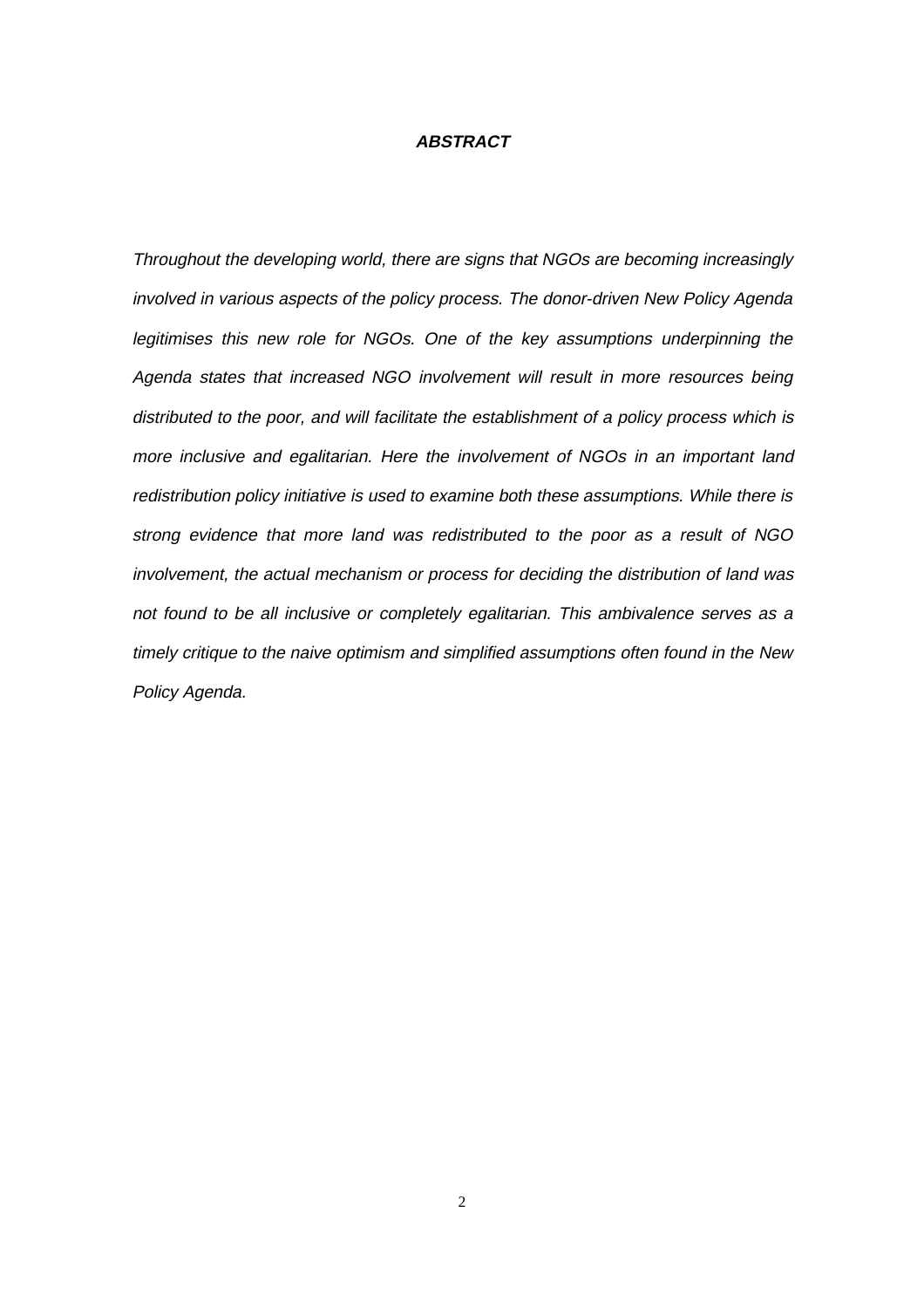# *ABSTRACT*

*Throughout the developing world, there are signs that NGOs are becoming increasingly involved in various aspects of the policy process. The donor-driven New Policy Agenda legitimises this new role for NGOs. One of the key assumptions underpinning the Agenda states that increased NGO involvement will result in more resources being distributed to the poor, and will facilitate the establishment of a policy process which is more inclusive and egalitarian. Here the involvement of NGOs in an important land redistribution policy initiative is used to examine both these assumptions. While there is strong evidence that more land was redistributed to the poor as a result of NGO involvement, the actual mechanism or process for deciding the distribution of land was not found to be all inclusive or completely egalitarian. This ambivalence serves as a timely critique to the naive optimism and simplified assumptions often found in the New Policy Agenda.*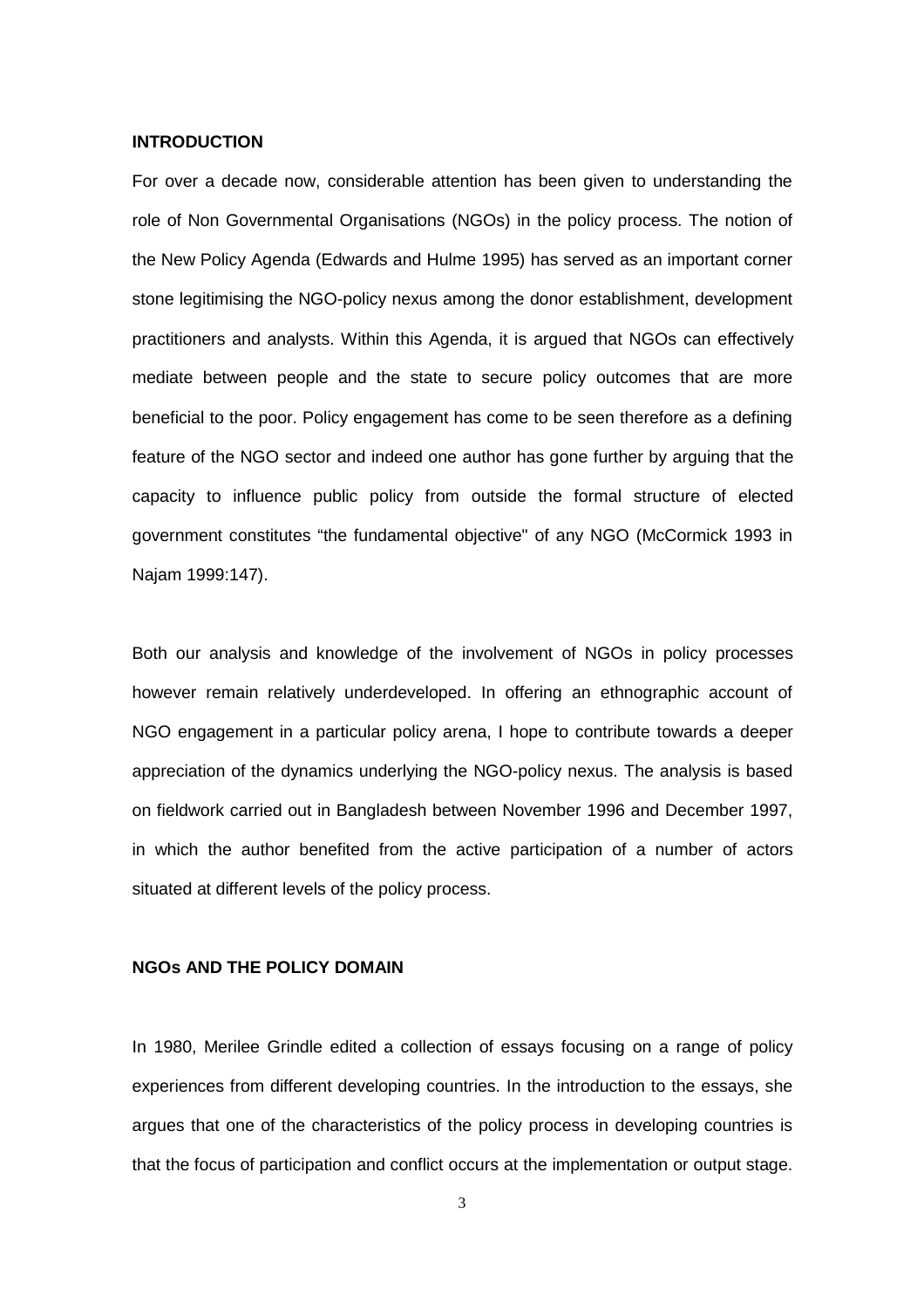## INTRODUCTION

For over a decade now, considerable attention has been given to understanding the role of Non Governmental Organisations (NGOs) in the policy process. The notion of the New Policy Agenda (Edwards and Hulme 1995) has served as an important corner stone legitimising the NGO-policy nexus among the donor establishment, development practitioners and analysts. Within this Agenda, it is argued that NGOs can effectively mediate between people and the state to secure policy outcomes that are more beneficial to the poor. Policy engagement has come to be seen therefore as a defining feature of the NGO sector and indeed one author has gone further by arguing that the capacity to influence public policy from outside the formal structure of elected government constitutes "the fundamental objective" of any NGO (McCormick 1993 in Najam 1999:147).

Both our analysis and knowledge of the involvement of NGOs in policy processes however remain relatively underdeveloped. In offering an ethnographic account of NGO engagement in a particular policy arena, I hope to contribute towards a deeper appreciation of the dynamics underlying the NGO-policy nexus. The analysis is based on fieldwork carried out in Bangladesh between November 1996 and December 1997, in which the author benefited from the active participation of a number of actors situated at different levels of the policy process.

## NGOs AND THE POLICY DOMAIN

In 1980, Merilee Grindle edited a collection of essays focusing on a range of policy experiences from different developing countries. In the introduction to the essays, she argues that one of the characteristics of the policy process in developing countries is that the focus of participation and conflict occurs at the implementation or output stage.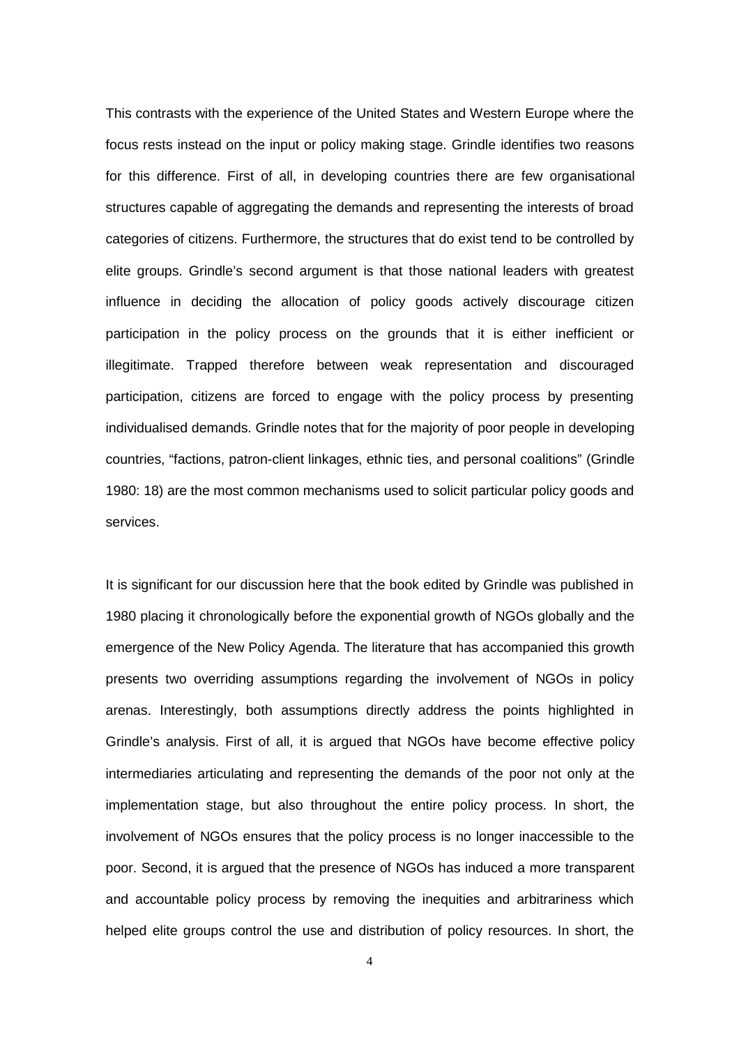This contrasts with the experience of the United States and Western Europe where the focus rests instead on the input or policy making stage. Grindle identifies two reasons for this difference. First of all, in developing countries there are few organisational structures capable of aggregating the demands and representing the interests of broad categories of citizens. Furthermore, the structures that do exist tend to be controlled by elite groups. Grindle's second argument is that those national leaders with greatest influence in deciding the allocation of policy goods actively discourage citizen participation in the policy process on the grounds that it is either inefficient or illegitimate. Trapped therefore between weak representation and discouraged participation, citizens are forced to engage with the policy process by presenting individualised demands. Grindle notes that for the majority of poor people in developing countries, "factions, patron-client linkages, ethnic ties, and personal coalitions" (Grindle 1980: 18) are the most common mechanisms used to solicit particular policy goods and services.

It is significant for our discussion here that the book edited by Grindle was published in 1980 placing it chronologically before the exponential growth of NGOs globally and the emergence of the New Policy Agenda. The literature that has accompanied this growth presents two overriding assumptions regarding the involvement of NGOs in policy arenas. Interestingly, both assumptions directly address the points highlighted in Grindle's analysis. First of all, it is argued that NGOs have become effective policy intermediaries articulating and representing the demands of the poor not only at the implementation stage, but also throughout the entire policy process. In short, the involvement of NGOs ensures that the policy process is no longer inaccessible to the poor. Second, it is argued that the presence of NGOs has induced a more transparent and accountable policy process by removing the inequities and arbitrariness which helped elite groups control the use and distribution of policy resources. In short, the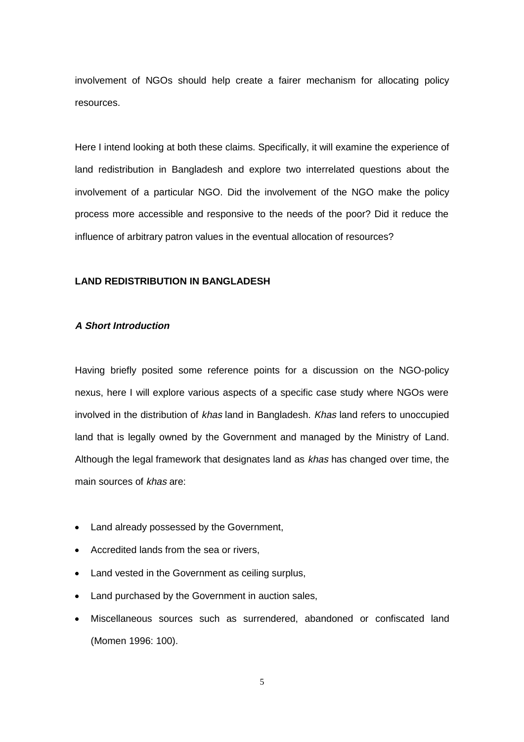involvement of NGOs should help create a fairer mechanism for allocating policy resources.

Here I intend looking at both these claims. Specifically, it will examine the experience of land redistribution in Bangladesh and explore two interrelated questions about the involvement of a particular NGO. Did the involvement of the NGO make the policy process more accessible and responsive to the needs of the poor? Did it reduce the influence of arbitrary patron values in the eventual allocation of resources?

## LAND REDISTRIBUTION IN BANGLADESH

### *A Short Introduction*

Having briefly posited some reference points for a discussion on the NGO-policy nexus, here I will explore various aspects of a specific case study where NGOs were involved in the distribution of *khas* land in Bangladesh. *Khas* land refers to unoccupied land that is legally owned by the Government and managed by the Ministry of Land. Although the legal framework that designates land as *khas* has changed over time, the main sources of *khas* are:

- Land already possessed by the Government,
- Accredited lands from the sea or rivers,
- Land vested in the Government as ceiling surplus,
- Land purchased by the Government in auction sales,
- Miscellaneous sources such as surrendered, abandoned or confiscated land (Momen 1996: 100).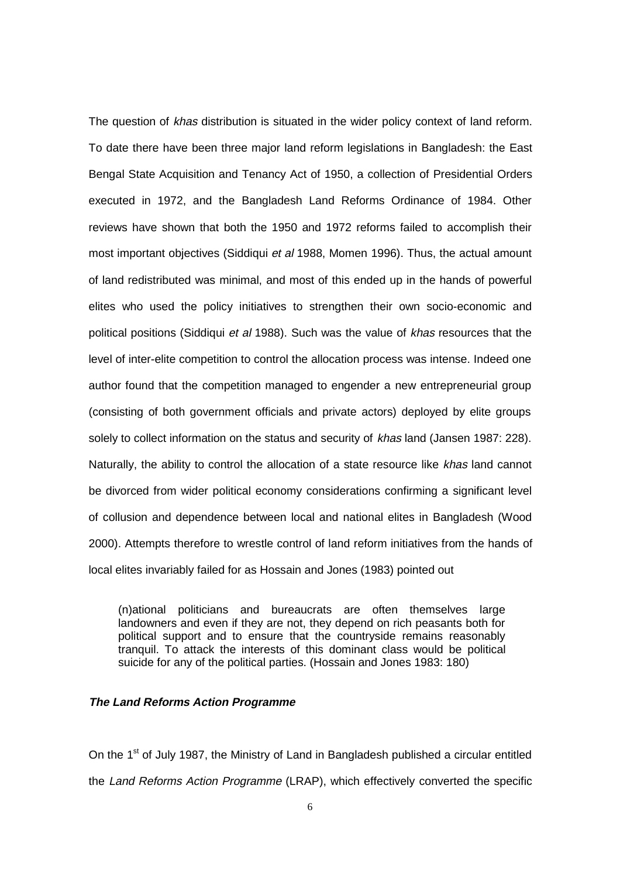The question of *khas* distribution is situated in the wider policy context of land reform. To date there have been three major land reform legislations in Bangladesh: the East Bengal State Acquisition and Tenancy Act of 1950, a collection of Presidential Orders executed in 1972, and the Bangladesh Land Reforms Ordinance of 1984. Other reviews have shown that both the 1950 and 1972 reforms failed to accomplish their most important objectives (Siddiqui *et al* 1988, Momen 1996). Thus, the actual amount of land redistributed was minimal, and most of this ended up in the hands of powerful elites who used the policy initiatives to strengthen their own socio-economic and political positions (Siddiqui *et al* 1988). Such was the value of *khas* resources that the level of inter-elite competition to control the allocation process was intense. Indeed one author found that the competition managed to engender a new entrepreneurial group (consisting of both government officials and private actors) deployed by elite groups solely to collect information on the status and security of *khas* land (Jansen 1987: 228). Naturally, the ability to control the allocation of a state resource like *khas* land cannot be divorced from wider political economy considerations confirming a significant level of collusion and dependence between local and national elites in Bangladesh (Wood 2000). Attempts therefore to wrestle control of land reform initiatives from the hands of local elites invariably failed for as Hossain and Jones (1983) pointed out

> (n)ational politicians and bureaucrats are often themselves large landowners and even if they are not, they depend on rich peasants both for political support and to ensure that the countryside remains reasonably tranquil. To attack the interests of this dominant class would be political suicide for any of the political parties. (Hossain and Jones 1983: 180)

#### ***The Land Reforms Action Programme***

On the 1st of July 1987, the Ministry of Land in Bangladesh published a circular entitled the *Land Reforms Action Programme* (LRAP), which effectively converted the specific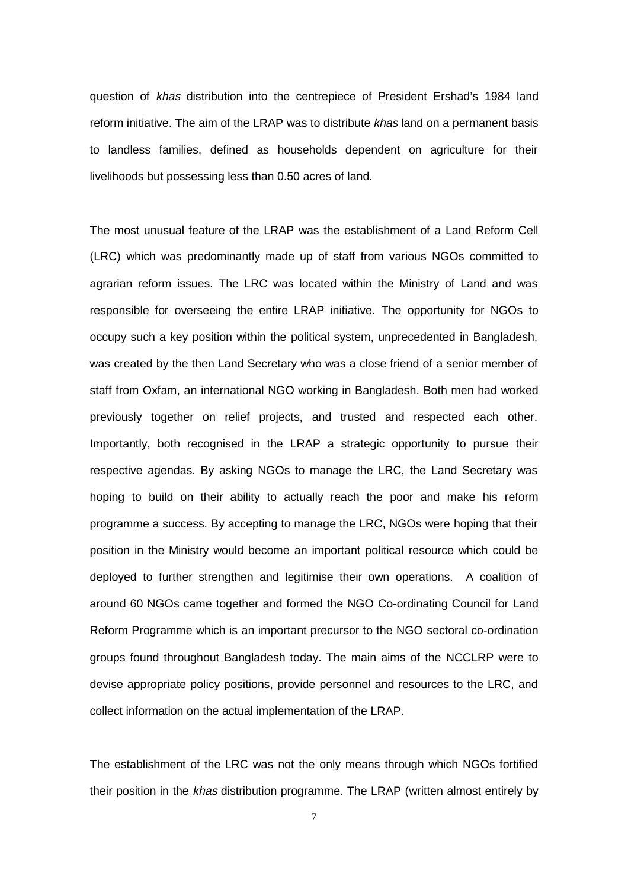question of *khas* distribution into the centrepiece of President Ershad's 1984 land reform initiative. The aim of the LRAP was to distribute *khas* land on a permanent basis to landless families, defined as households dependent on agriculture for their livelihoods but possessing less than 0.50 acres of land.

The most unusual feature of the LRAP was the establishment of a Land Reform Cell (LRC) which was predominantly made up of staff from various NGOs committed to agrarian reform issues. The LRC was located within the Ministry of Land and was responsible for overseeing the entire LRAP initiative. The opportunity for NGOs to occupy such a key position within the political system, unprecedented in Bangladesh, was created by the then Land Secretary who was a close friend of a senior member of staff from Oxfam, an international NGO working in Bangladesh. Both men had worked previously together on relief projects, and trusted and respected each other. Importantly, both recognised in the LRAP a strategic opportunity to pursue their respective agendas. By asking NGOs to manage the LRC, the Land Secretary was hoping to build on their ability to actually reach the poor and make his reform programme a success. By accepting to manage the LRC, NGOs were hoping that their position in the Ministry would become an important political resource which could be deployed to further strengthen and legitimise their own operations. A coalition of around 60 NGOs came together and formed the NGO Co-ordinating Council for Land Reform Programme which is an important precursor to the NGO sectoral co-ordination groups found throughout Bangladesh today. The main aims of the NCCLRP were to devise appropriate policy positions, provide personnel and resources to the LRC, and collect information on the actual implementation of the LRAP.

The establishment of the LRC was not the only means through which NGOs fortified their position in the *khas* distribution programme. The LRAP (written almost entirely by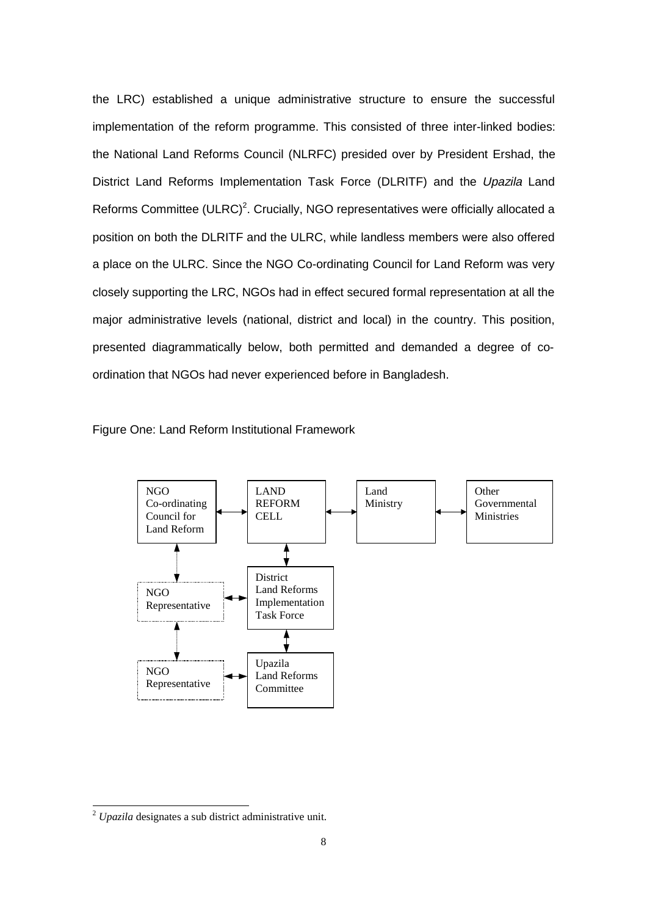the LRC) established a unique administrative structure to ensure the successful implementation of the reform programme. This consisted of three inter-linked bodies: the National Land Reforms Council (NLRFC) presided over by President Ershad, the District Land Reforms Implementation Task Force (DLRITF) and the *Upazila* Land Reforms Committee (ULRC)[2]. Crucially, NGO representatives were officially allocated a position on both the DLRITF and the ULRC, while landless members were also offered a place on the ULRC. Since the NGO Co-ordinating Council for Land Reform was very closely supporting the LRC, NGOs had in effect secured formal representation at all the major administrative levels (national, district and local) in the country. This position, presented diagrammatically below, both permitted and demanded a degree of co-ordination that NGOs had never experienced before in Bangladesh.

Figure One: Land Reform Institutional Framework

NGO Co-ordinating Council for Land Reform ↔ LAND REFORM CELL ↔ Land Ministry ↔ Other Governmental Ministries

LAND REFORM CELL ↕ District Land Reforms Implementation Task Force ↕ Upazila Land Reforms Committee

NGO Co-ordinating Council for Land Reform ↕ NGO Representative ↔ District Land Reforms Implementation Task Force

NGO Representative ↕ NGO Representative ↔ Upazila Land Reforms Committee

---

[2] *Upazila* designates a sub district administrative unit.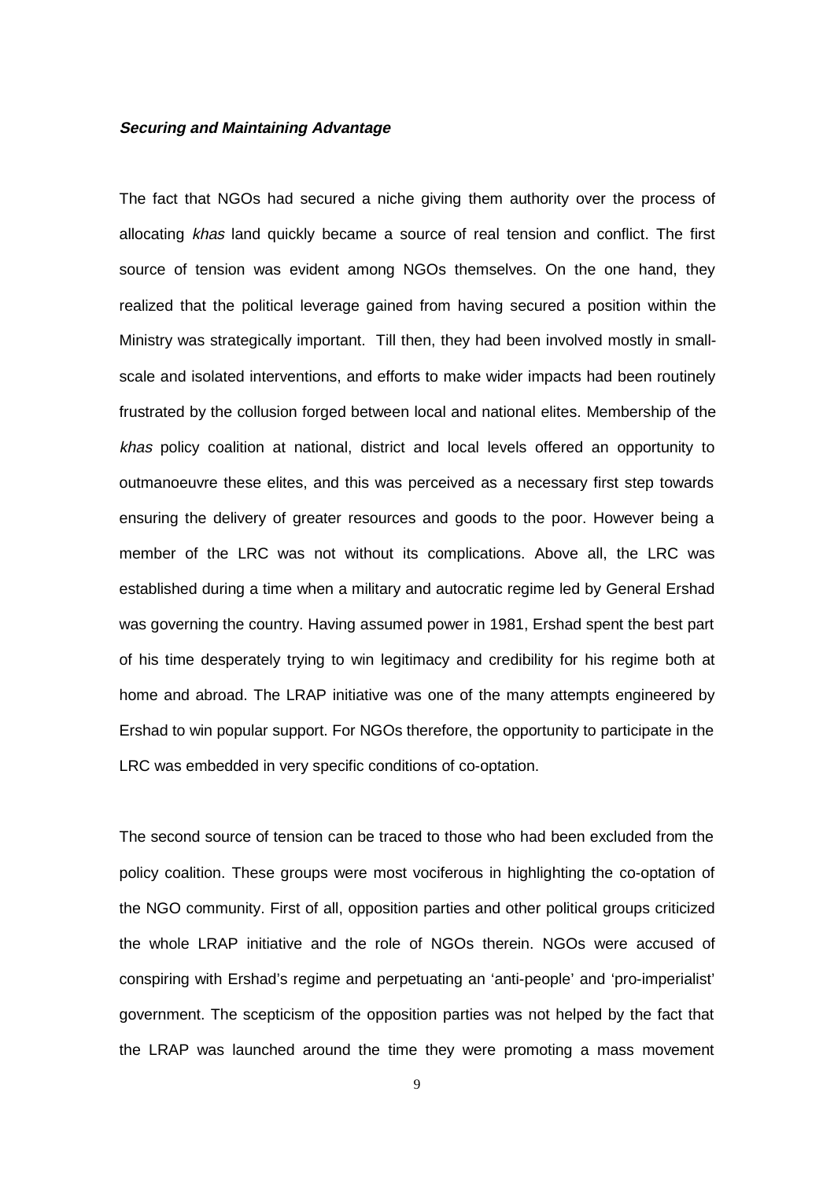### *Securing and Maintaining Advantage*

The fact that NGOs had secured a niche giving them authority over the process of allocating *khas* land quickly became a source of real tension and conflict. The first source of tension was evident among NGOs themselves. On the one hand, they realized that the political leverage gained from having secured a position within the Ministry was strategically important. Till then, they had been involved mostly in small-scale and isolated interventions, and efforts to make wider impacts had been routinely frustrated by the collusion forged between local and national elites. Membership of the *khas* policy coalition at national, district and local levels offered an opportunity to outmanoeuvre these elites, and this was perceived as a necessary first step towards ensuring the delivery of greater resources and goods to the poor. However being a member of the LRC was not without its complications. Above all, the LRC was established during a time when a military and autocratic regime led by General Ershad was governing the country. Having assumed power in 1981, Ershad spent the best part of his time desperately trying to win legitimacy and credibility for his regime both at home and abroad. The LRAP initiative was one of the many attempts engineered by Ershad to win popular support. For NGOs therefore, the opportunity to participate in the LRC was embedded in very specific conditions of co-optation.

The second source of tension can be traced to those who had been excluded from the policy coalition. These groups were most vociferous in highlighting the co-optation of the NGO community. First of all, opposition parties and other political groups criticized the whole LRAP initiative and the role of NGOs therein. NGOs were accused of conspiring with Ershad's regime and perpetuating an 'anti-people' and 'pro-imperialist' government. The scepticism of the opposition parties was not helped by the fact that the LRAP was launched around the time they were promoting a mass movement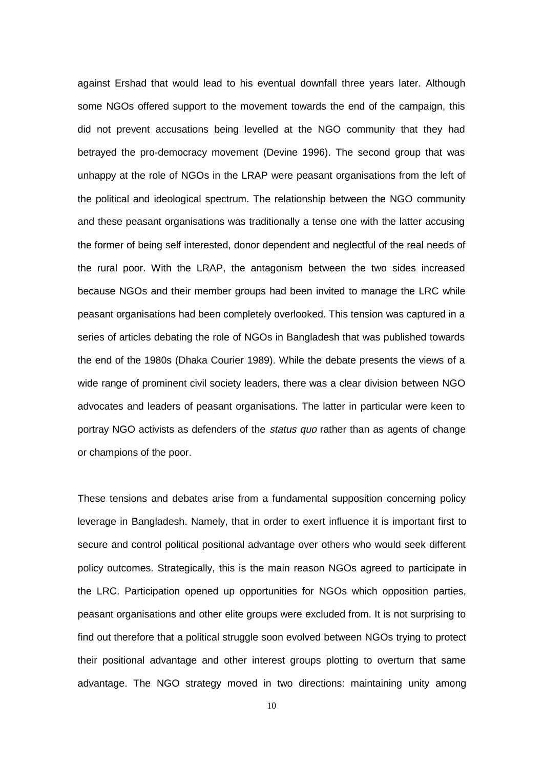against Ershad that would lead to his eventual downfall three years later. Although some NGOs offered support to the movement towards the end of the campaign, this did not prevent accusations being levelled at the NGO community that they had betrayed the pro-democracy movement (Devine 1996). The second group that was unhappy at the role of NGOs in the LRAP were peasant organisations from the left of the political and ideological spectrum. The relationship between the NGO community and these peasant organisations was traditionally a tense one with the latter accusing the former of being self interested, donor dependent and neglectful of the real needs of the rural poor. With the LRAP, the antagonism between the two sides increased because NGOs and their member groups had been invited to manage the LRC while peasant organisations had been completely overlooked. This tension was captured in a series of articles debating the role of NGOs in Bangladesh that was published towards the end of the 1980s (Dhaka Courier 1989). While the debate presents the views of a wide range of prominent civil society leaders, there was a clear division between NGO advocates and leaders of peasant organisations. The latter in particular were keen to portray NGO activists as defenders of the *status quo* rather than as agents of change or champions of the poor.

These tensions and debates arise from a fundamental supposition concerning policy leverage in Bangladesh. Namely, that in order to exert influence it is important first to secure and control political positional advantage over others who would seek different policy outcomes. Strategically, this is the main reason NGOs agreed to participate in the LRC. Participation opened up opportunities for NGOs which opposition parties, peasant organisations and other elite groups were excluded from. It is not surprising to find out therefore that a political struggle soon evolved between NGOs trying to protect their positional advantage and other interest groups plotting to overturn that same advantage. The NGO strategy moved in two directions: maintaining unity among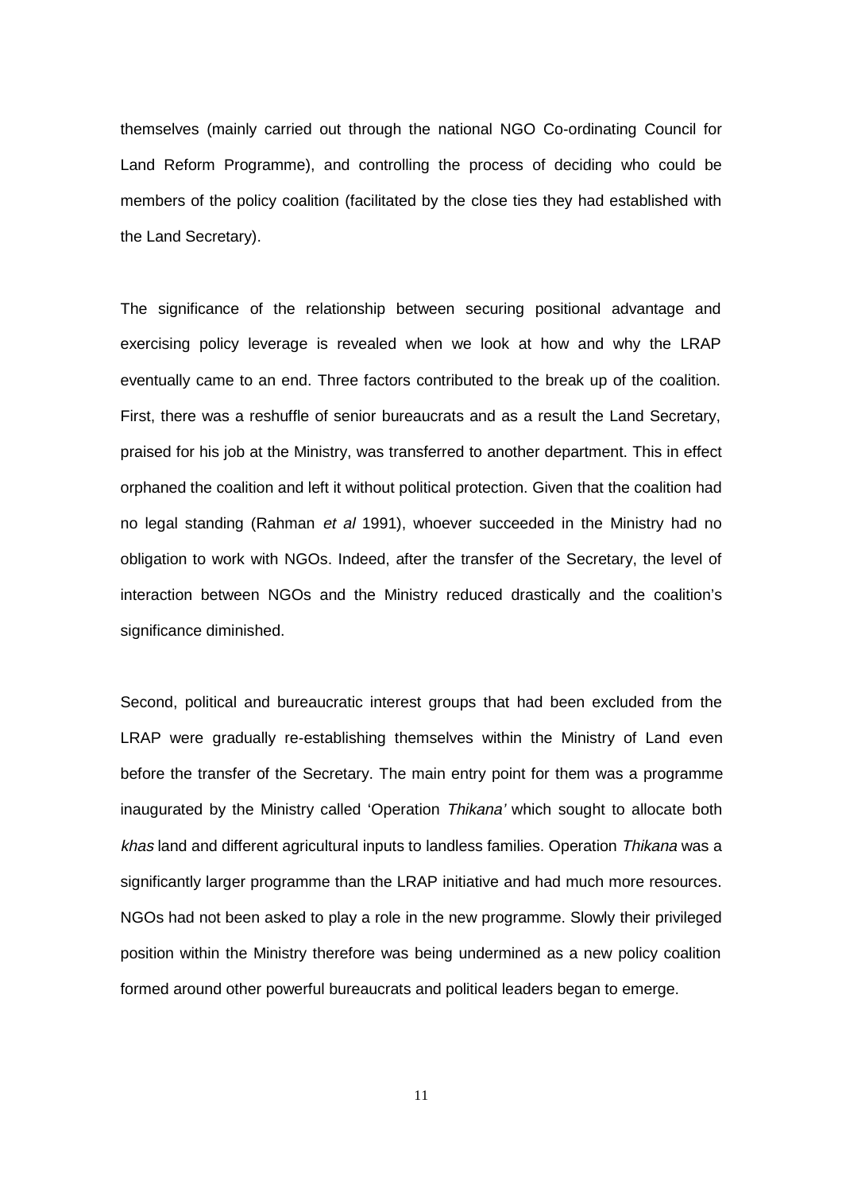themselves (mainly carried out through the national NGO Co-ordinating Council for Land Reform Programme), and controlling the process of deciding who could be members of the policy coalition (facilitated by the close ties they had established with the Land Secretary).

The significance of the relationship between securing positional advantage and exercising policy leverage is revealed when we look at how and why the LRAP eventually came to an end. Three factors contributed to the break up of the coalition. First, there was a reshuffle of senior bureaucrats and as a result the Land Secretary, praised for his job at the Ministry, was transferred to another department. This in effect orphaned the coalition and left it without political protection. Given that the coalition had no legal standing (Rahman *et al* 1991), whoever succeeded in the Ministry had no obligation to work with NGOs. Indeed, after the transfer of the Secretary, the level of interaction between NGOs and the Ministry reduced drastically and the coalition's significance diminished.

Second, political and bureaucratic interest groups that had been excluded from the LRAP were gradually re-establishing themselves within the Ministry of Land even before the transfer of the Secretary. The main entry point for them was a programme inaugurated by the Ministry called 'Operation *Thikana'* which sought to allocate both *khas* land and different agricultural inputs to landless families. Operation *Thikana* was a significantly larger programme than the LRAP initiative and had much more resources. NGOs had not been asked to play a role in the new programme. Slowly their privileged position within the Ministry therefore was being undermined as a new policy coalition formed around other powerful bureaucrats and political leaders began to emerge.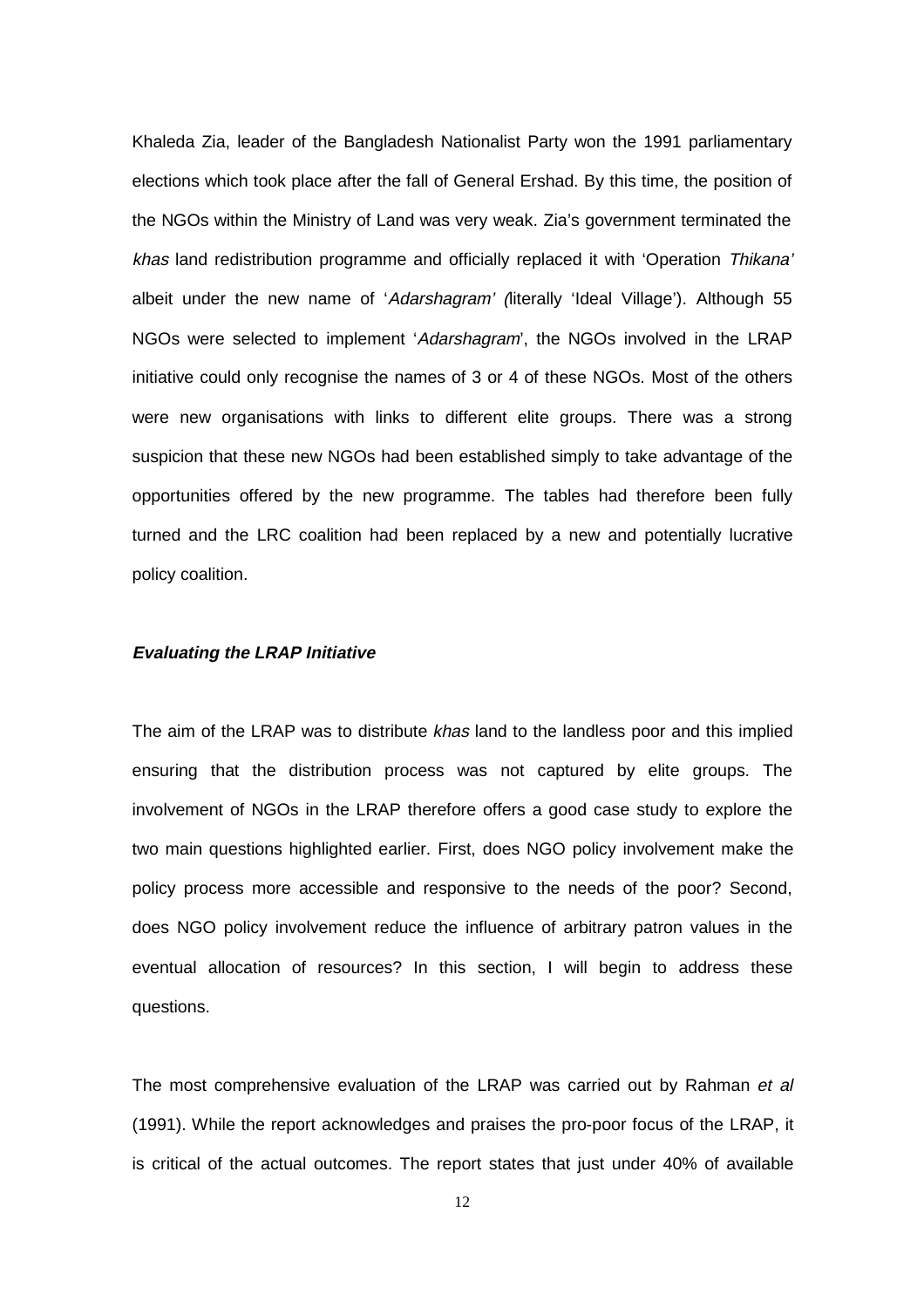Khaleda Zia, leader of the Bangladesh Nationalist Party won the 1991 parliamentary elections which took place after the fall of General Ershad. By this time, the position of the NGOs within the Ministry of Land was very weak. Zia's government terminated the *khas* land redistribution programme and officially replaced it with 'Operation *Thikana'* albeit under the new name of '*Adarshagram' (*literally 'Ideal Village'). Although 55 NGOs were selected to implement '*Adarshagram*', the NGOs involved in the LRAP initiative could only recognise the names of 3 or 4 of these NGOs. Most of the others were new organisations with links to different elite groups. There was a strong suspicion that these new NGOs had been established simply to take advantage of the opportunities offered by the new programme. The tables had therefore been fully turned and the LRC coalition had been replaced by a new and potentially lucrative policy coalition.

### ***Evaluating the LRAP Initiative***

The aim of the LRAP was to distribute *khas* land to the landless poor and this implied ensuring that the distribution process was not captured by elite groups. The involvement of NGOs in the LRAP therefore offers a good case study to explore the two main questions highlighted earlier. First, does NGO policy involvement make the policy process more accessible and responsive to the needs of the poor? Second, does NGO policy involvement reduce the influence of arbitrary patron values in the eventual allocation of resources? In this section, I will begin to address these questions.

The most comprehensive evaluation of the LRAP was carried out by Rahman *et al* (1991). While the report acknowledges and praises the pro-poor focus of the LRAP, it is critical of the actual outcomes. The report states that just under 40% of available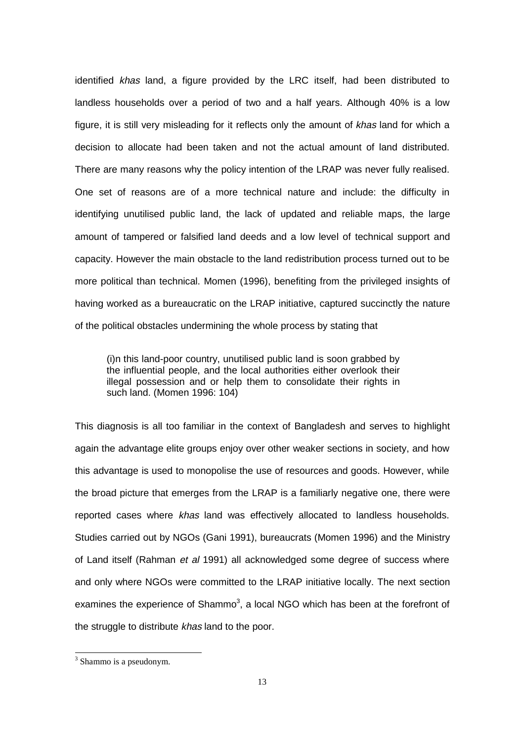identified *khas* land, a figure provided by the LRC itself, had been distributed to landless households over a period of two and a half years. Although 40% is a low figure, it is still very misleading for it reflects only the amount of *khas* land for which a decision to allocate had been taken and not the actual amount of land distributed. There are many reasons why the policy intention of the LRAP was never fully realised. One set of reasons are of a more technical nature and include: the difficulty in identifying unutilised public land, the lack of updated and reliable maps, the large amount of tampered or falsified land deeds and a low level of technical support and capacity. However the main obstacle to the land redistribution process turned out to be more political than technical. Momen (1996), benefiting from the privileged insights of having worked as a bureaucratic on the LRAP initiative, captured succinctly the nature of the political obstacles undermining the whole process by stating that

> (i)n this land-poor country, unutilised public land is soon grabbed by the influential people, and the local authorities either overlook their illegal possession and or help them to consolidate their rights in such land. (Momen 1996: 104)

This diagnosis is all too familiar in the context of Bangladesh and serves to highlight again the advantage elite groups enjoy over other weaker sections in society, and how this advantage is used to monopolise the use of resources and goods. However, while the broad picture that emerges from the LRAP is a familiarly negative one, there were reported cases where *khas* land was effectively allocated to landless households. Studies carried out by NGOs (Gani 1991), bureaucrats (Momen 1996) and the Ministry of Land itself (Rahman *et al* 1991) all acknowledged some degree of success where and only where NGOs were committed to the LRAP initiative locally. The next section examines the experience of Shammo[3], a local NGO which has been at the forefront of the struggle to distribute *khas* land to the poor.

[3] Shammo is a pseudonym.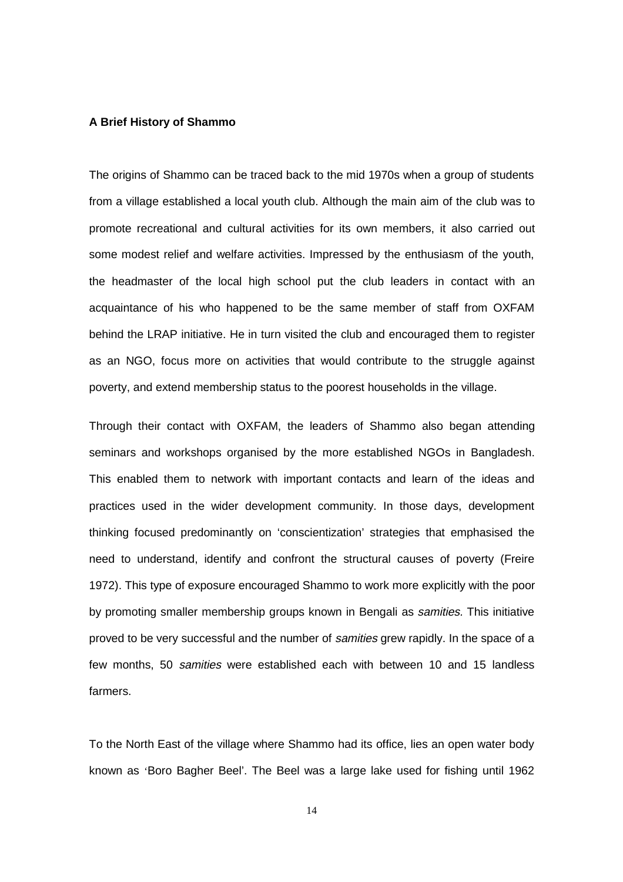**A Brief History of Shammo**

The origins of Shammo can be traced back to the mid 1970s when a group of students from a village established a local youth club. Although the main aim of the club was to promote recreational and cultural activities for its own members, it also carried out some modest relief and welfare activities. Impressed by the enthusiasm of the youth, the headmaster of the local high school put the club leaders in contact with an acquaintance of his who happened to be the same member of staff from OXFAM behind the LRAP initiative. He in turn visited the club and encouraged them to register as an NGO, focus more on activities that would contribute to the struggle against poverty, and extend membership status to the poorest households in the village.

Through their contact with OXFAM, the leaders of Shammo also began attending seminars and workshops organised by the more established NGOs in Bangladesh. This enabled them to network with important contacts and learn of the ideas and practices used in the wider development community. In those days, development thinking focused predominantly on 'conscientization' strategies that emphasised the need to understand, identify and confront the structural causes of poverty (Freire 1972). This type of exposure encouraged Shammo to work more explicitly with the poor by promoting smaller membership groups known in Bengali as *samities.* This initiative proved to be very successful and the number of *samities* grew rapidly. In the space of a few months, 50 *samities* were established each with between 10 and 15 landless farmers.

To the North East of the village where Shammo had its office, lies an open water body known as 'Boro Bagher Beel'. The Beel was a large lake used for fishing until 1962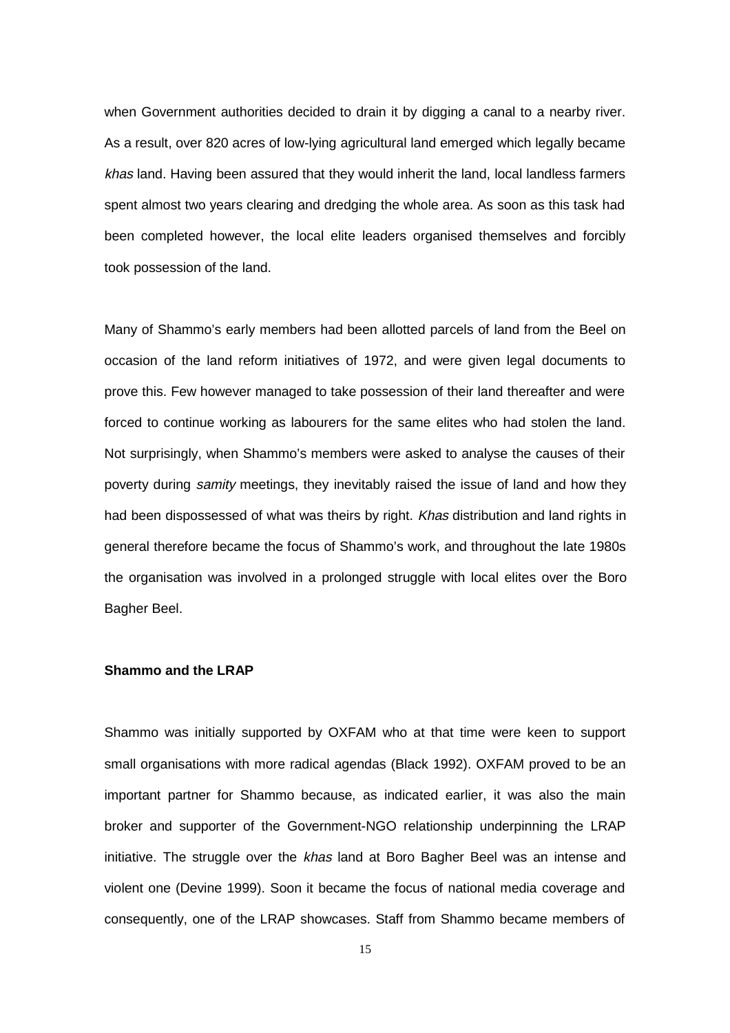when Government authorities decided to drain it by digging a canal to a nearby river. As a result, over 820 acres of low-lying agricultural land emerged which legally became *khas* land. Having been assured that they would inherit the land, local landless farmers spent almost two years clearing and dredging the whole area. As soon as this task had been completed however, the local elite leaders organised themselves and forcibly took possession of the land.

Many of Shammo's early members had been allotted parcels of land from the Beel on occasion of the land reform initiatives of 1972, and were given legal documents to prove this. Few however managed to take possession of their land thereafter and were forced to continue working as labourers for the same elites who had stolen the land. Not surprisingly, when Shammo's members were asked to analyse the causes of their poverty during *samity* meetings, they inevitably raised the issue of land and how they had been dispossessed of what was theirs by right. *Khas* distribution and land rights in general therefore became the focus of Shammo's work, and throughout the late 1980s the organisation was involved in a prolonged struggle with local elites over the Boro Bagher Beel.

**Shammo and the LRAP**

Shammo was initially supported by OXFAM who at that time were keen to support small organisations with more radical agendas (Black 1992). OXFAM proved to be an important partner for Shammo because, as indicated earlier, it was also the main broker and supporter of the Government-NGO relationship underpinning the LRAP initiative. The struggle over the *khas* land at Boro Bagher Beel was an intense and violent one (Devine 1999). Soon it became the focus of national media coverage and consequently, one of the LRAP showcases. Staff from Shammo became members of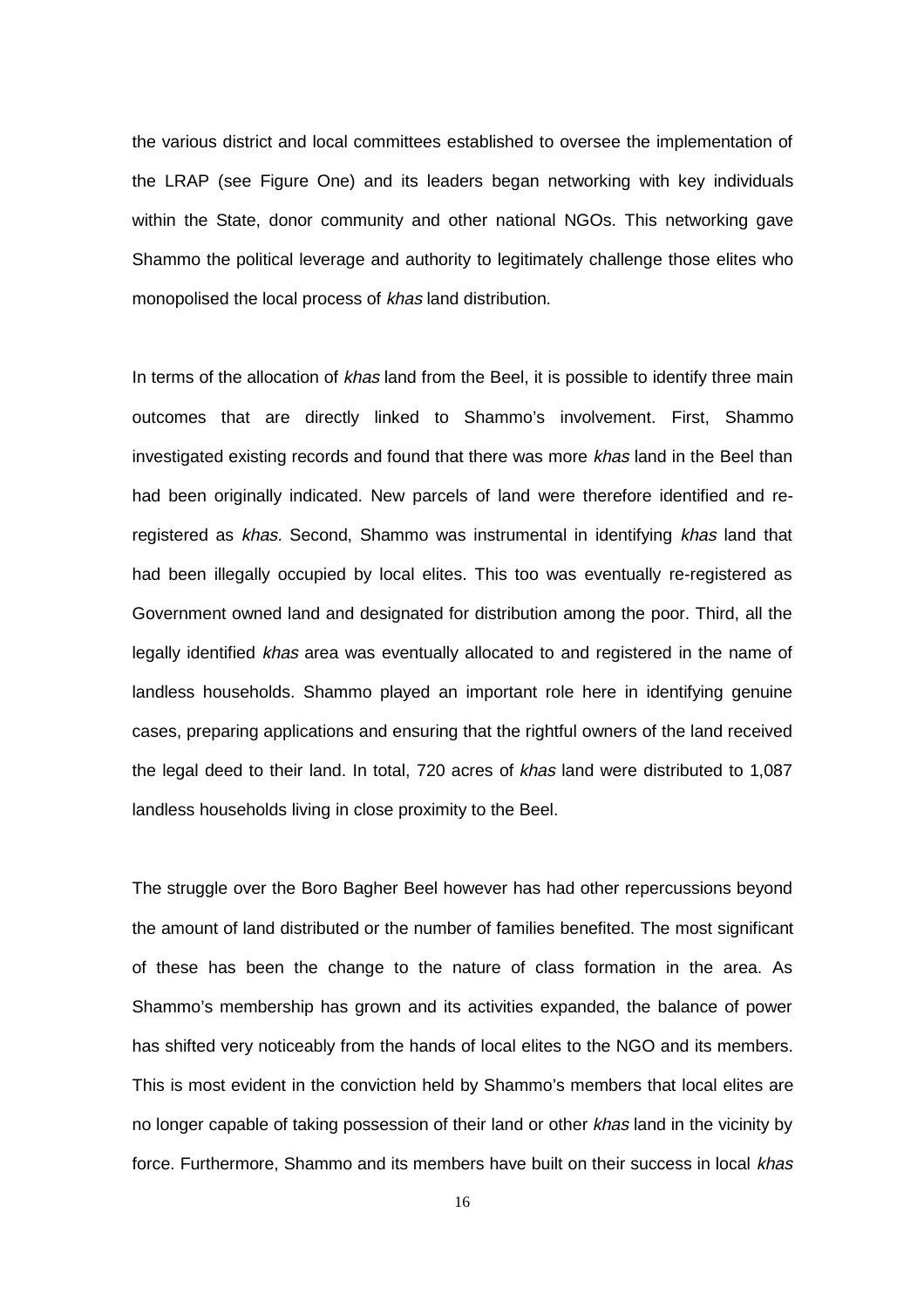the various district and local committees established to oversee the implementation of the LRAP (see Figure One) and its leaders began networking with key individuals within the State, donor community and other national NGOs. This networking gave Shammo the political leverage and authority to legitimately challenge those elites who monopolised the local process of *khas* land distribution.

In terms of the allocation of *khas* land from the Beel, it is possible to identify three main outcomes that are directly linked to Shammo's involvement. First, Shammo investigated existing records and found that there was more *khas* land in the Beel than had been originally indicated. New parcels of land were therefore identified and re-registered as *khas.* Second, Shammo was instrumental in identifying *khas* land that had been illegally occupied by local elites. This too was eventually re-registered as Government owned land and designated for distribution among the poor. Third, all the legally identified *khas* area was eventually allocated to and registered in the name of landless households. Shammo played an important role here in identifying genuine cases, preparing applications and ensuring that the rightful owners of the land received the legal deed to their land. In total, 720 acres of *khas* land were distributed to 1,087 landless households living in close proximity to the Beel.

The struggle over the Boro Bagher Beel however has had other repercussions beyond the amount of land distributed or the number of families benefited. The most significant of these has been the change to the nature of class formation in the area. As Shammo's membership has grown and its activities expanded, the balance of power has shifted very noticeably from the hands of local elites to the NGO and its members. This is most evident in the conviction held by Shammo's members that local elites are no longer capable of taking possession of their land or other *khas* land in the vicinity by force. Furthermore, Shammo and its members have built on their success in local *khas*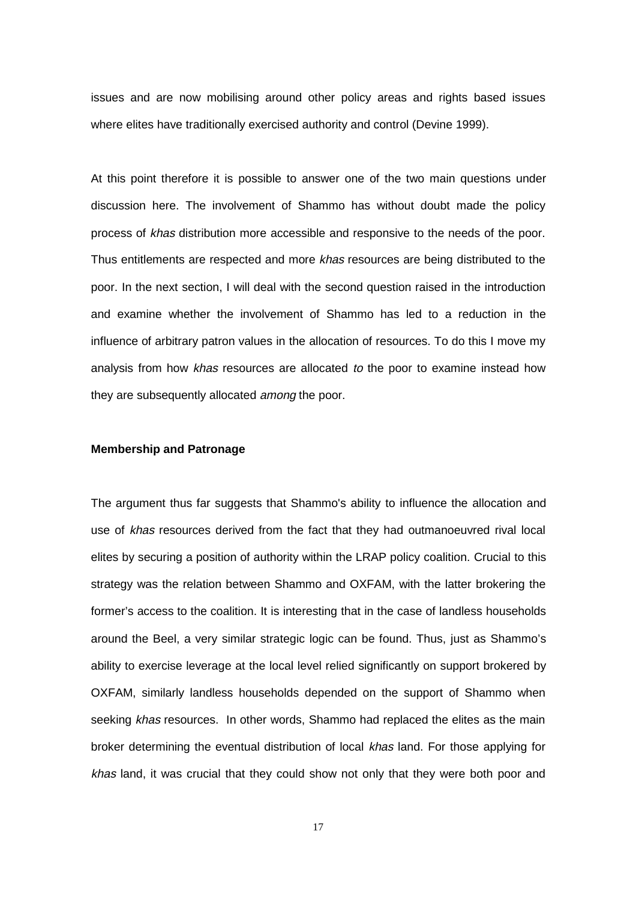issues and are now mobilising around other policy areas and rights based issues where elites have traditionally exercised authority and control (Devine 1999).

At this point therefore it is possible to answer one of the two main questions under discussion here. The involvement of Shammo has without doubt made the policy process of *khas* distribution more accessible and responsive to the needs of the poor. Thus entitlements are respected and more *khas* resources are being distributed to the poor. In the next section, I will deal with the second question raised in the introduction and examine whether the involvement of Shammo has led to a reduction in the influence of arbitrary patron values in the allocation of resources. To do this I move my analysis from how *khas* resources are allocated *to* the poor to examine instead how they are subsequently allocated *among* the poor.

**Membership and Patronage**

The argument thus far suggests that Shammo's ability to influence the allocation and use of *khas* resources derived from the fact that they had outmanoeuvred rival local elites by securing a position of authority within the LRAP policy coalition. Crucial to this strategy was the relation between Shammo and OXFAM, with the latter brokering the former's access to the coalition. It is interesting that in the case of landless households around the Beel, a very similar strategic logic can be found. Thus, just as Shammo's ability to exercise leverage at the local level relied significantly on support brokered by OXFAM, similarly landless households depended on the support of Shammo when seeking *khas* resources. In other words, Shammo had replaced the elites as the main broker determining the eventual distribution of local *khas* land. For those applying for *khas* land, it was crucial that they could show not only that they were both poor and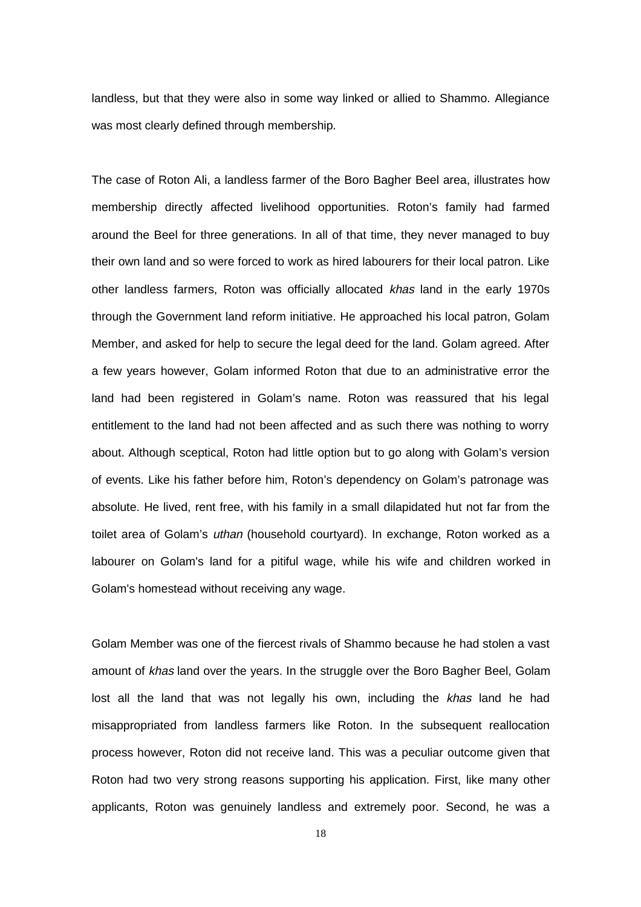landless, but that they were also in some way linked or allied to Shammo. Allegiance was most clearly defined through membership.

The case of Roton Ali, a landless farmer of the Boro Bagher Beel area, illustrates how membership directly affected livelihood opportunities. Roton's family had farmed around the Beel for three generations. In all of that time, they never managed to buy their own land and so were forced to work as hired labourers for their local patron. Like other landless farmers, Roton was officially allocated *khas* land in the early 1970s through the Government land reform initiative. He approached his local patron, Golam Member, and asked for help to secure the legal deed for the land. Golam agreed. After a few years however, Golam informed Roton that due to an administrative error the land had been registered in Golam's name. Roton was reassured that his legal entitlement to the land had not been affected and as such there was nothing to worry about. Although sceptical, Roton had little option but to go along with Golam's version of events. Like his father before him, Roton's dependency on Golam's patronage was absolute. He lived, rent free, with his family in a small dilapidated hut not far from the toilet area of Golam's *uthan* (household courtyard). In exchange, Roton worked as a labourer on Golam's land for a pitiful wage, while his wife and children worked in Golam's homestead without receiving any wage.

Golam Member was one of the fiercest rivals of Shammo because he had stolen a vast amount of *khas* land over the years. In the struggle over the Boro Bagher Beel, Golam lost all the land that was not legally his own, including the *khas* land he had misappropriated from landless farmers like Roton. In the subsequent reallocation process however, Roton did not receive land. This was a peculiar outcome given that Roton had two very strong reasons supporting his application. First, like many other applicants, Roton was genuinely landless and extremely poor. Second, he was a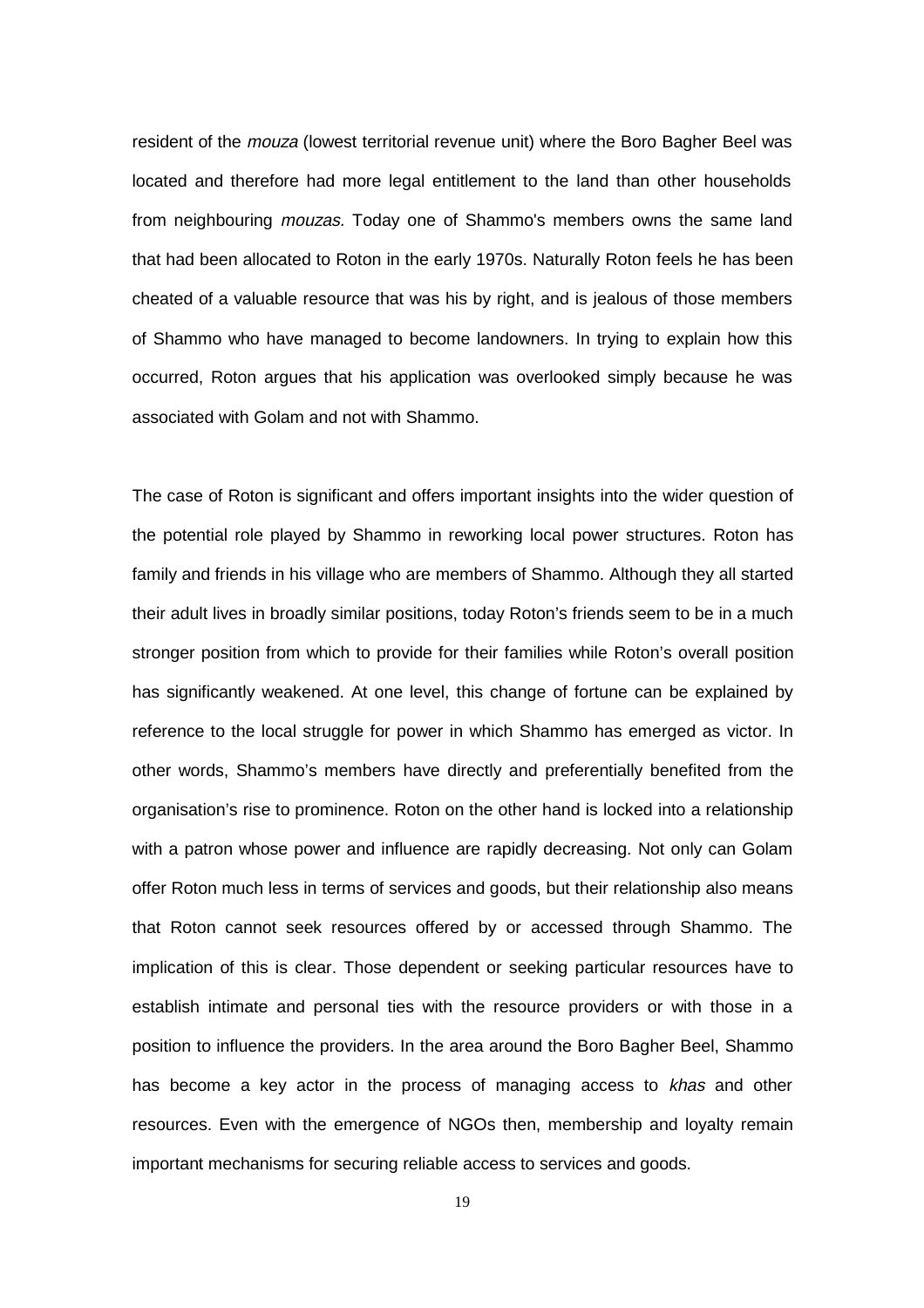resident of the *mouza* (lowest territorial revenue unit) where the Boro Bagher Beel was located and therefore had more legal entitlement to the land than other households from neighbouring *mouzas.* Today one of Shammo's members owns the same land that had been allocated to Roton in the early 1970s. Naturally Roton feels he has been cheated of a valuable resource that was his by right, and is jealous of those members of Shammo who have managed to become landowners. In trying to explain how this occurred, Roton argues that his application was overlooked simply because he was associated with Golam and not with Shammo.

The case of Roton is significant and offers important insights into the wider question of the potential role played by Shammo in reworking local power structures. Roton has family and friends in his village who are members of Shammo. Although they all started their adult lives in broadly similar positions, today Roton's friends seem to be in a much stronger position from which to provide for their families while Roton's overall position has significantly weakened. At one level, this change of fortune can be explained by reference to the local struggle for power in which Shammo has emerged as victor. In other words, Shammo's members have directly and preferentially benefited from the organisation's rise to prominence. Roton on the other hand is locked into a relationship with a patron whose power and influence are rapidly decreasing. Not only can Golam offer Roton much less in terms of services and goods, but their relationship also means that Roton cannot seek resources offered by or accessed through Shammo. The implication of this is clear. Those dependent or seeking particular resources have to establish intimate and personal ties with the resource providers or with those in a position to influence the providers. In the area around the Boro Bagher Beel, Shammo has become a key actor in the process of managing access to *khas* and other resources. Even with the emergence of NGOs then, membership and loyalty remain important mechanisms for securing reliable access to services and goods.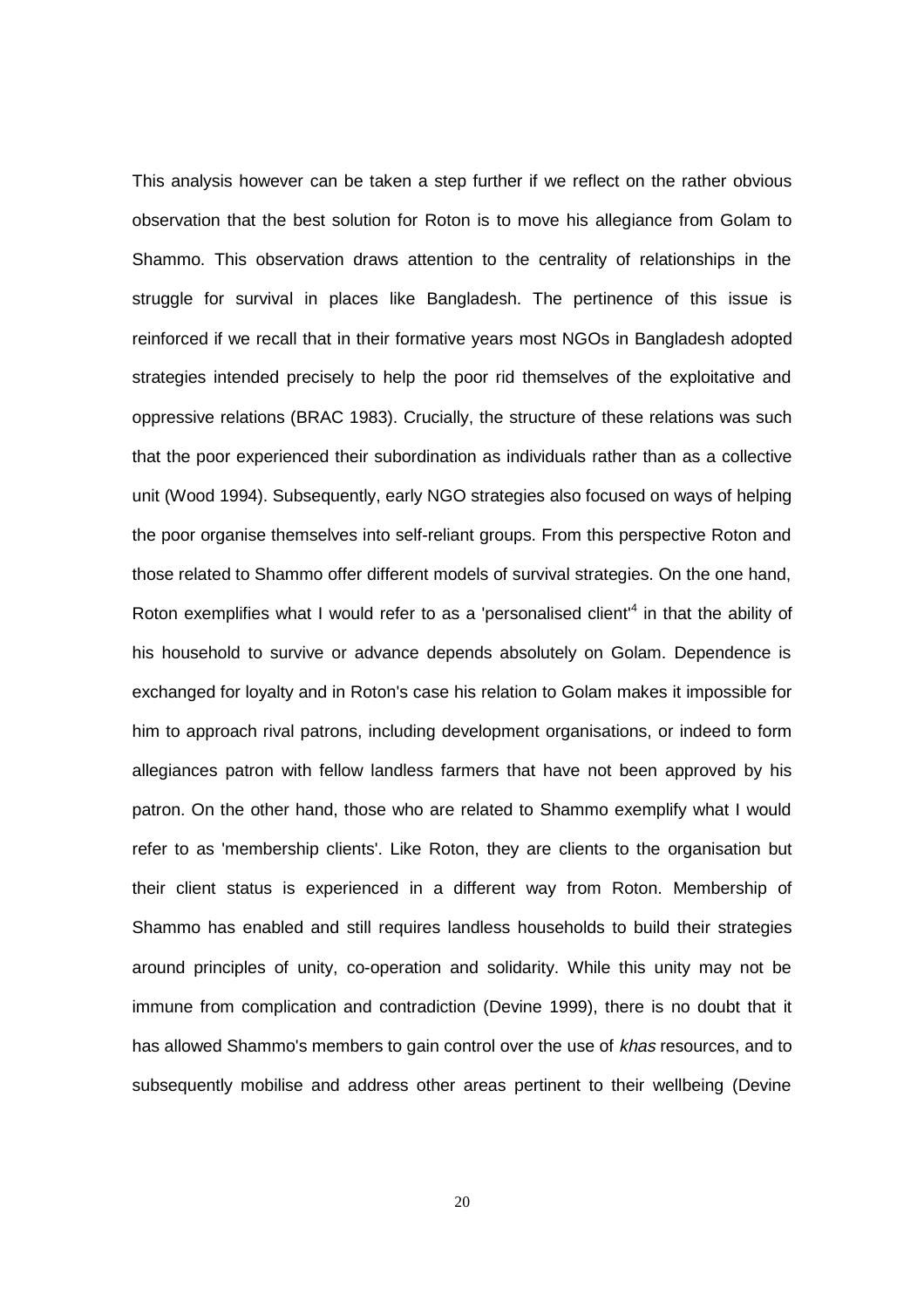This analysis however can be taken a step further if we reflect on the rather obvious observation that the best solution for Roton is to move his allegiance from Golam to Shammo. This observation draws attention to the centrality of relationships in the struggle for survival in places like Bangladesh. The pertinence of this issue is reinforced if we recall that in their formative years most NGOs in Bangladesh adopted strategies intended precisely to help the poor rid themselves of the exploitative and oppressive relations (BRAC 1983). Crucially, the structure of these relations was such that the poor experienced their subordination as individuals rather than as a collective unit (Wood 1994). Subsequently, early NGO strategies also focused on ways of helping the poor organise themselves into self-reliant groups. From this perspective Roton and those related to Shammo offer different models of survival strategies. On the one hand, Roton exemplifies what I would refer to as a 'personalised client'[4] in that the ability of his household to survive or advance depends absolutely on Golam. Dependence is exchanged for loyalty and in Roton's case his relation to Golam makes it impossible for him to approach rival patrons, including development organisations, or indeed to form allegiances patron with fellow landless farmers that have not been approved by his patron. On the other hand, those who are related to Shammo exemplify what I would refer to as 'membership clients'. Like Roton, they are clients to the organisation but their client status is experienced in a different way from Roton. Membership of Shammo has enabled and still requires landless households to build their strategies around principles of unity, co-operation and solidarity. While this unity may not be immune from complication and contradiction (Devine 1999), there is no doubt that it has allowed Shammo's members to gain control over the use of *khas* resources, and to subsequently mobilise and address other areas pertinent to their wellbeing (Devine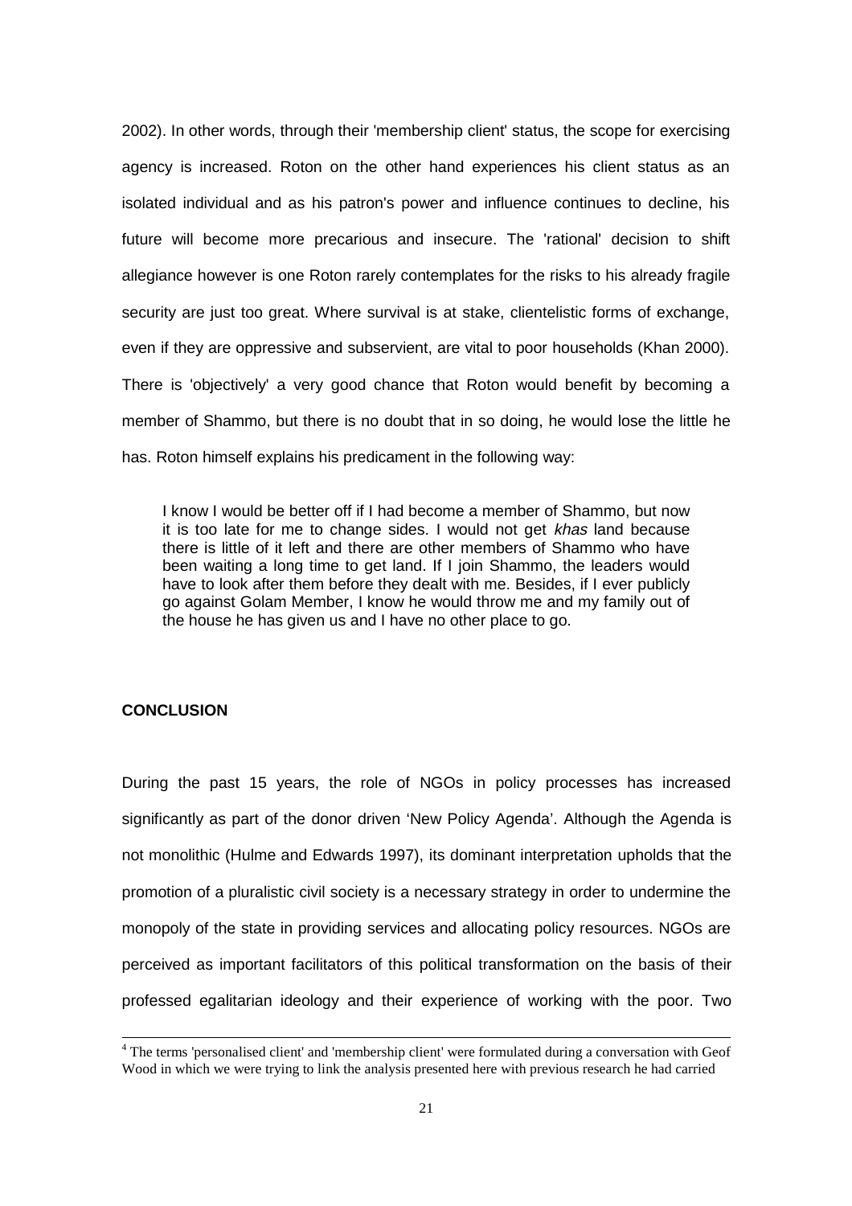2002). In other words, through their 'membership client' status, the scope for exercising agency is increased. Roton on the other hand experiences his client status as an isolated individual and as his patron's power and influence continues to decline, his future will become more precarious and insecure. The 'rational' decision to shift allegiance however is one Roton rarely contemplates for the risks to his already fragile security are just too great. Where survival is at stake, clientelistic forms of exchange, even if they are oppressive and subservient, are vital to poor households (Khan 2000). There is 'objectively' a very good chance that Roton would benefit by becoming a member of Shammo, but there is no doubt that in so doing, he would lose the little he has. Roton himself explains his predicament in the following way:

> I know I would be better off if I had become a member of Shammo, but now it is too late for me to change sides. I would not get *khas* land because there is little of it left and there are other members of Shammo who have been waiting a long time to get land. If I join Shammo, the leaders would have to look after them before they dealt with me. Besides, if I ever publicly go against Golam Member, I know he would throw me and my family out of the house he has given us and I have no other place to go.

## CONCLUSION

During the past 15 years, the role of NGOs in policy processes has increased significantly as part of the donor driven 'New Policy Agenda'. Although the Agenda is not monolithic (Hulme and Edwards 1997), its dominant interpretation upholds that the promotion of a pluralistic civil society is a necessary strategy in order to undermine the monopoly of the state in providing services and allocating policy resources. NGOs are perceived as important facilitators of this political transformation on the basis of their professed egalitarian ideology and their experience of working with the poor. Two

[4] The terms 'personalised client' and 'membership client' were formulated during a conversation with Geof Wood in which we were trying to link the analysis presented here with previous research he had carried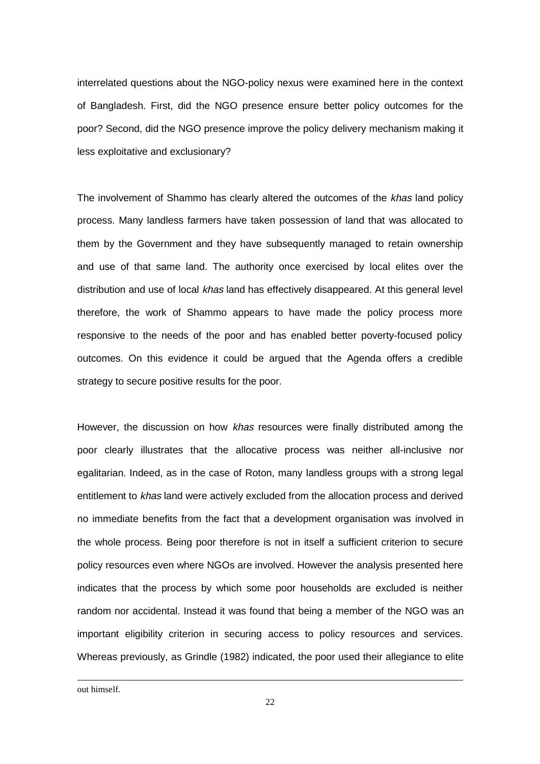interrelated questions about the NGO-policy nexus were examined here in the context of Bangladesh. First, did the NGO presence ensure better policy outcomes for the poor? Second, did the NGO presence improve the policy delivery mechanism making it less exploitative and exclusionary?

The involvement of Shammo has clearly altered the outcomes of the *khas* land policy process. Many landless farmers have taken possession of land that was allocated to them by the Government and they have subsequently managed to retain ownership and use of that same land. The authority once exercised by local elites over the distribution and use of local *khas* land has effectively disappeared. At this general level therefore, the work of Shammo appears to have made the policy process more responsive to the needs of the poor and has enabled better poverty-focused policy outcomes. On this evidence it could be argued that the Agenda offers a credible strategy to secure positive results for the poor.

However, the discussion on how *khas* resources were finally distributed among the poor clearly illustrates that the allocative process was neither all-inclusive nor egalitarian. Indeed, as in the case of Roton, many landless groups with a strong legal entitlement to *khas* land were actively excluded from the allocation process and derived no immediate benefits from the fact that a development organisation was involved in the whole process. Being poor therefore is not in itself a sufficient criterion to secure policy resources even where NGOs are involved. However the analysis presented here indicates that the process by which some poor households are excluded is neither random nor accidental. Instead it was found that being a member of the NGO was an important eligibility criterion in securing access to policy resources and services. Whereas previously, as Grindle (1982) indicated, the poor used their allegiance to elite

out himself.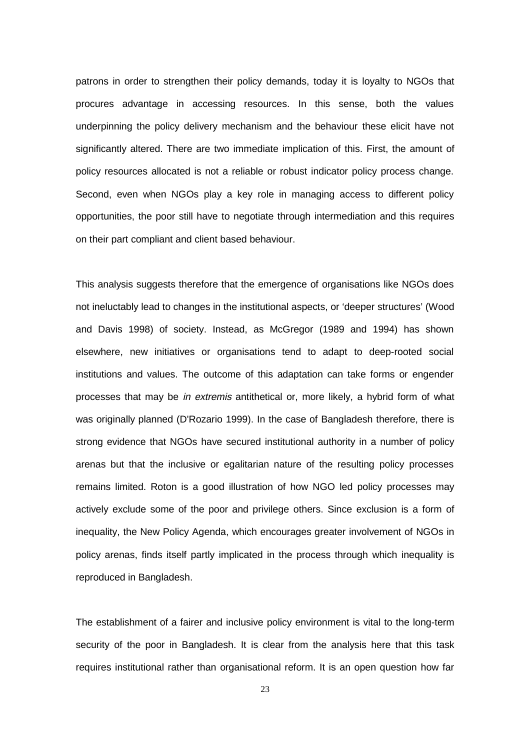patrons in order to strengthen their policy demands, today it is loyalty to NGOs that procures advantage in accessing resources. In this sense, both the values underpinning the policy delivery mechanism and the behaviour these elicit have not significantly altered. There are two immediate implication of this. First, the amount of policy resources allocated is not a reliable or robust indicator policy process change. Second, even when NGOs play a key role in managing access to different policy opportunities, the poor still have to negotiate through intermediation and this requires on their part compliant and client based behaviour.

This analysis suggests therefore that the emergence of organisations like NGOs does not ineluctably lead to changes in the institutional aspects, or 'deeper structures' (Wood and Davis 1998) of society. Instead, as McGregor (1989 and 1994) has shown elsewhere, new initiatives or organisations tend to adapt to deep-rooted social institutions and values. The outcome of this adaptation can take forms or engender processes that may be *in extremis* antithetical or, more likely, a hybrid form of what was originally planned (D'Rozario 1999). In the case of Bangladesh therefore, there is strong evidence that NGOs have secured institutional authority in a number of policy arenas but that the inclusive or egalitarian nature of the resulting policy processes remains limited. Roton is a good illustration of how NGO led policy processes may actively exclude some of the poor and privilege others. Since exclusion is a form of inequality, the New Policy Agenda, which encourages greater involvement of NGOs in policy arenas, finds itself partly implicated in the process through which inequality is reproduced in Bangladesh.

The establishment of a fairer and inclusive policy environment is vital to the long-term security of the poor in Bangladesh. It is clear from the analysis here that this task requires institutional rather than organisational reform. It is an open question how far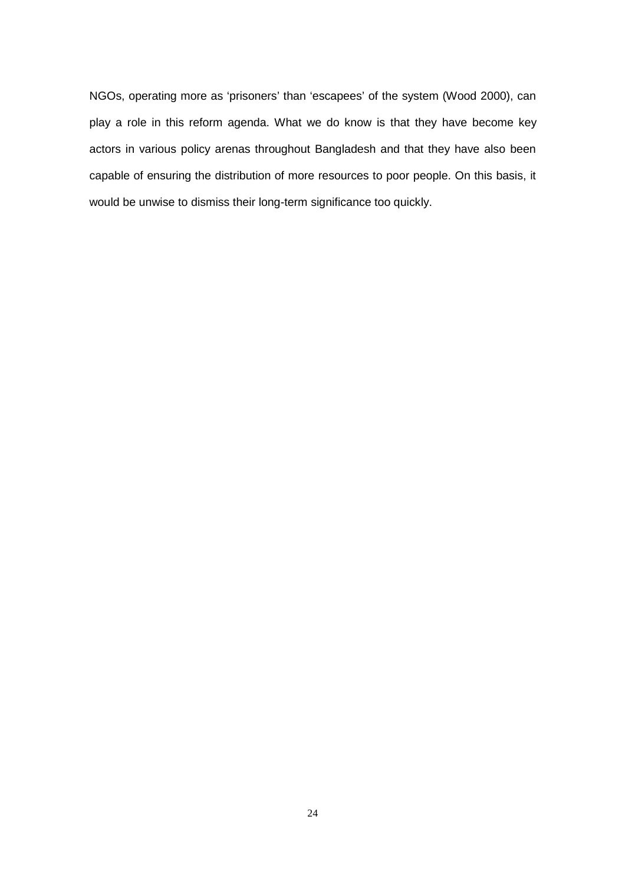NGOs, operating more as ‘prisoners’ than ‘escapees’ of the system (Wood 2000), can play a role in this reform agenda. What we do know is that they have become key actors in various policy arenas throughout Bangladesh and that they have also been capable of ensuring the distribution of more resources to poor people. On this basis, it would be unwise to dismiss their long-term significance too quickly.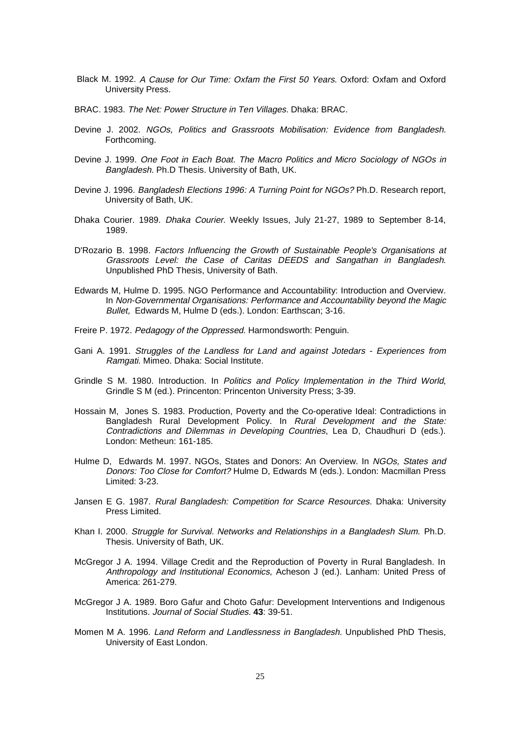Black M. 1992. *A Cause for Our Time: Oxfam the First 50 Years*. Oxford: Oxfam and Oxford University Press.

BRAC. 1983. *The Net: Power Structure in Ten Villages*. Dhaka: BRAC.

Devine J. 2002. *NGOs, Politics and Grassroots Mobilisation: Evidence from Bangladesh.* Forthcoming.

Devine J. 1999. *One Foot in Each Boat. The Macro Politics and Micro Sociology of NGOs in Bangladesh*. Ph.D Thesis. University of Bath, UK.

Devine J. 1996. *Bangladesh Elections 1996: A Turning Point for NGOs?* Ph.D. Research report, University of Bath, UK.

Dhaka Courier. 1989. *Dhaka Courier*. Weekly Issues, July 21-27, 1989 to September 8-14, 1989.

D'Rozario B. 1998. *Factors Influencing the Growth of Sustainable People's Organisations at Grassroots Level: the Case of Caritas DEEDS and Sangathan in Bangladesh*. Unpublished PhD Thesis, University of Bath.

Edwards M, Hulme D. 1995. NGO Performance and Accountability: Introduction and Overview. In *Non-Governmental Organisations: Performance and Accountability beyond the Magic Bullet,* Edwards M, Hulme D (eds.). London: Earthscan; 3-16.

Freire P. 1972. *Pedagogy of the Oppressed*. Harmondsworth: Penguin.

Gani A. 1991. *Struggles of the Landless for Land and against Jotedars - Experiences from Ramgati*. Mimeo. Dhaka: Social Institute.

Grindle S M. 1980. Introduction. In *Politics and Policy Implementation in the Third World*, Grindle S M (ed.). Princenton: Princenton University Press; 3-39.

Hossain M, Jones S. 1983. Production, Poverty and the Co-operative Ideal: Contradictions in Bangladesh Rural Development Policy. In *Rural Development and the State: Contradictions and Dilemmas in Developing Countries*, Lea D, Chaudhuri D (eds.). London: Metheun: 161-185.

Hulme D, Edwards M. 1997. NGOs, States and Donors: An Overview. In *NGOs, States and Donors: Too Close for Comfort?* Hulme D, Edwards M (eds.). London: Macmillan Press Limited: 3-23.

Jansen E G. 1987. *Rural Bangladesh: Competition for Scarce Resources*. Dhaka: University Press Limited.

Khan I. 2000. *Struggle for Survival. Networks and Relationships in a Bangladesh Slum.* Ph.D. Thesis. University of Bath, UK.

McGregor J A. 1994. Village Credit and the Reproduction of Poverty in Rural Bangladesh. In *Anthropology and Institutional Economics,* Acheson J (ed.). Lanham: United Press of America: 261-279.

McGregor J A. 1989. Boro Gafur and Choto Gafur: Development Interventions and Indigenous Institutions. *Journal of Social Studies.* **43**: 39-51.

Momen M A. 1996. *Land Reform and Landlessness in Bangladesh*. Unpublished PhD Thesis, University of East London.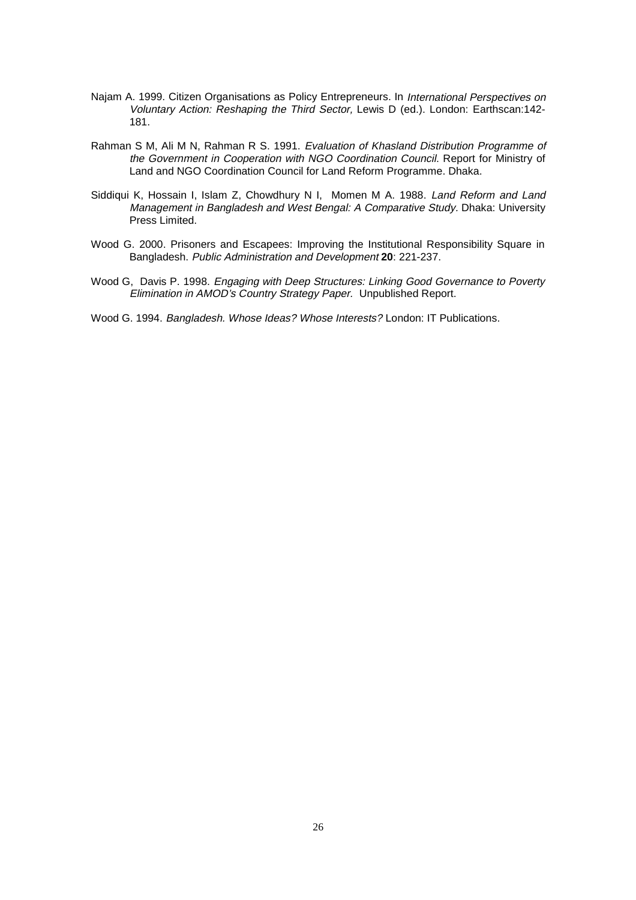Najam A. 1999. Citizen Organisations as Policy Entrepreneurs. In *International Perspectives on Voluntary Action: Reshaping the Third Sector,* Lewis D (ed.). London: Earthscan:142-181.

Rahman S M, Ali M N, Rahman R S. 1991. *Evaluation of Khasland Distribution Programme of the Government in Cooperation with NGO Coordination Council.* Report for Ministry of Land and NGO Coordination Council for Land Reform Programme. Dhaka.

Siddiqui K, Hossain I, Islam Z, Chowdhury N I, Momen M A. 1988. *Land Reform and Land Management in Bangladesh and West Bengal: A Comparative Study.* Dhaka: University Press Limited.

Wood G. 2000. Prisoners and Escapees: Improving the Institutional Responsibility Square in Bangladesh. *Public Administration and Development* **20**: 221-237.

Wood G, Davis P. 1998. *Engaging with Deep Structures: Linking Good Governance to Poverty Elimination in AMOD's Country Strategy Paper.* Unpublished Report.

Wood G. 1994. *Bangladesh. Whose Ideas? Whose Interests?* London: IT Publications.